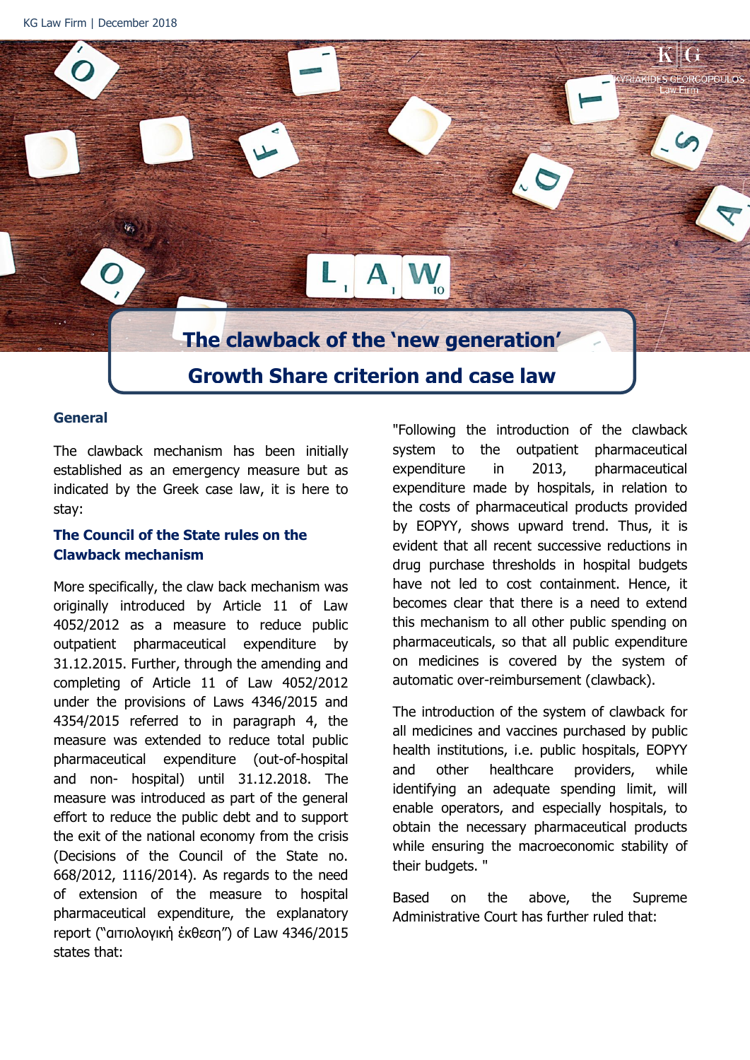# The clawback of the 'new generation' Growth Share criterion and case law

## General

The clawback mechanism has been initially established as an emergency measure but as indicated by the Greek case law, it is here to stay:

### The Council of the State rules on the Clawback mechanism

More specifically, the claw back mechanism was originally introduced by Article 11 of Law 4052/2012 as a measure to reduce public outpatient pharmaceutical expenditure by 31.12.2015. Further, through the amending and completing of Article 11 of Law 4052/2012 under the provisions of Laws 4346/2015 and 4354/2015 referred to in paragraph 4, the measure was extended to reduce total public pharmaceutical expenditure (out-of-hospital and non- hospital) until 31.12.2018. The measure was introduced as part of the general effort to reduce the public debt and to support the exit of the national economy from the crisis (Decisions of the Council of the State no. 668/2012, 1116/2014). As regards to the need of extension of the measure to hospital pharmaceutical expenditure, the explanatory report ("αιτιολογική έκθεση") of Law 4346/2015 states that:

"Following the introduction of the clawback system to the outpatient pharmaceutical expenditure in 2013, pharmaceutical expenditure made by hospitals, in relation to the costs of pharmaceutical products provided by EOPYY, shows upward trend. Thus, it is evident that all recent successive reductions in drug purchase thresholds in hospital budgets have not led to cost containment. Hence, it becomes clear that there is a need to extend this mechanism to all other public spending on pharmaceuticals, so that all public expenditure on medicines is covered by the system of automatic over-reimbursement (clawback).

The introduction of the system of clawback for all medicines and vaccines purchased by public health institutions, i.e. public hospitals, EOPYY and other healthcare providers, while identifying an adequate spending limit, will enable operators, and especially hospitals, to obtain the necessary pharmaceutical products while ensuring the macroeconomic stability of their budgets. "

Based on the above, the Supreme Administrative Court has further ruled that: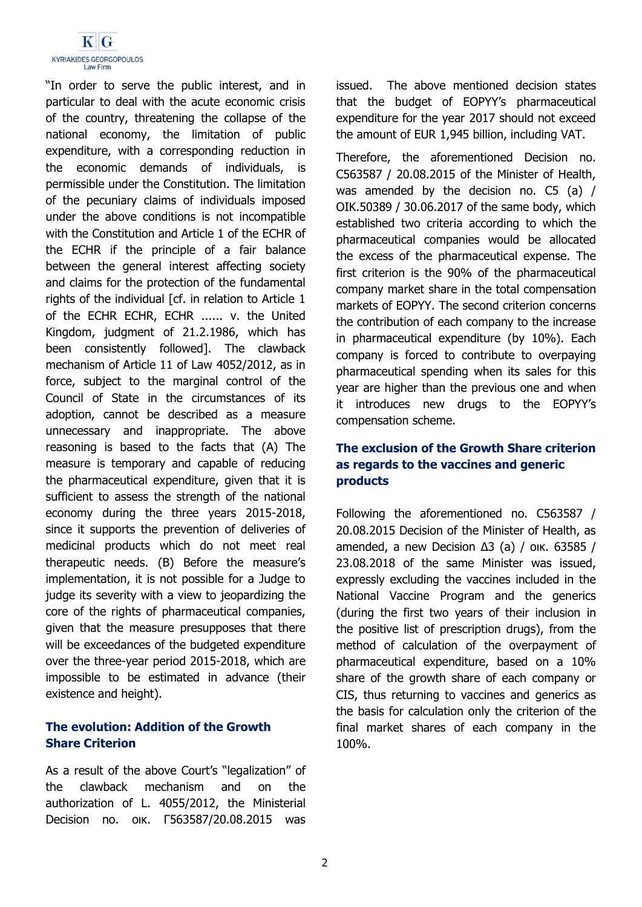"In order to serve the public interest, and in particular to deal with the acute economic crisis of the country, threatening the collapse of the national economy, the limitation of public expenditure, with a corresponding reduction in the economic demands of individuals, is permissible under the Constitution. The limitation of the pecuniary claims of individuals imposed under the above conditions is not incompatible with the Constitution and Article 1 of the ECHR of the ECHR if the principle of a fair balance between the general interest affecting society and claims for the protection of the fundamental rights of the individual [cf. in relation to Article 1 of the ECHR ECHR, ECHR ...... v. the United Kingdom, judgment of 21.2.1986, which has been consistently followed]. The clawback mechanism of Article 11 of Law 4052/2012, as in force, subject to the marginal control of the Council of State in the circumstances of its adoption, cannot be described as a measure unnecessary and inappropriate. The above reasoning is based to the facts that (A) The measure is temporary and capable of reducing the pharmaceutical expenditure, given that it is sufficient to assess the strength of the national economy during the three years 2015-2018, since it supports the prevention of deliveries of medicinal products which do not meet real therapeutic needs. (B) Before the measure's implementation, it is not possible for a Judge to judge its severity with a view to jeopardizing the core of the rights of pharmaceutical companies, given that the measure presupposes that there will be exceedances of the budgeted expenditure over the three-year period 2015-2018, which are impossible to be estimated in advance (their existence and height).

### The evolution: Addition of the Growth Share Criterion

As a result of the above Court's "legalization" of the clawback mechanism and on the authorization of L. 4055/2012, the Ministerial Decision no. οικ. Γ563587/20.08.2015 was issued. The above mentioned decision states that the budget of EOPYY's pharmaceutical expenditure for the year 2017 should not exceed the amount of EUR 1,945 billion, including VAT.

Therefore, the aforementioned Decision no. C563587 / 20.08.2015 of the Minister of Health, was amended by the decision no. C5 (a) / OIK.50389 / 30.06.2017 of the same body, which established two criteria according to which the pharmaceutical companies would be allocated the excess of the pharmaceutical expense. The first criterion is the 90% of the pharmaceutical company market share in the total compensation markets of EOPYY. The second criterion concerns the contribution of each company to the increase in pharmaceutical expenditure (by 10%). Each company is forced to contribute to overpaying pharmaceutical spending when its sales for this year are higher than the previous one and when it introduces new drugs to the EOPYY's compensation scheme.

### The exclusion of the Growth Share criterion as regards to the vaccines and generic products

Following the aforementioned no. C563587 / 20.08.2015 Decision of the Minister of Health, as amended, a new Decision Δ3 (a) / οικ. 63585 / 23.08.2018 of the same Minister was issued, expressly excluding the vaccines included in the National Vaccine Program and the generics (during the first two years of their inclusion in the positive list of prescription drugs), from the method of calculation of the overpayment of pharmaceutical expenditure, based on a 10% share of the growth share of each company or CIS, thus returning to vaccines and generics as the basis for calculation only the criterion of the final market shares of each company in the 100%.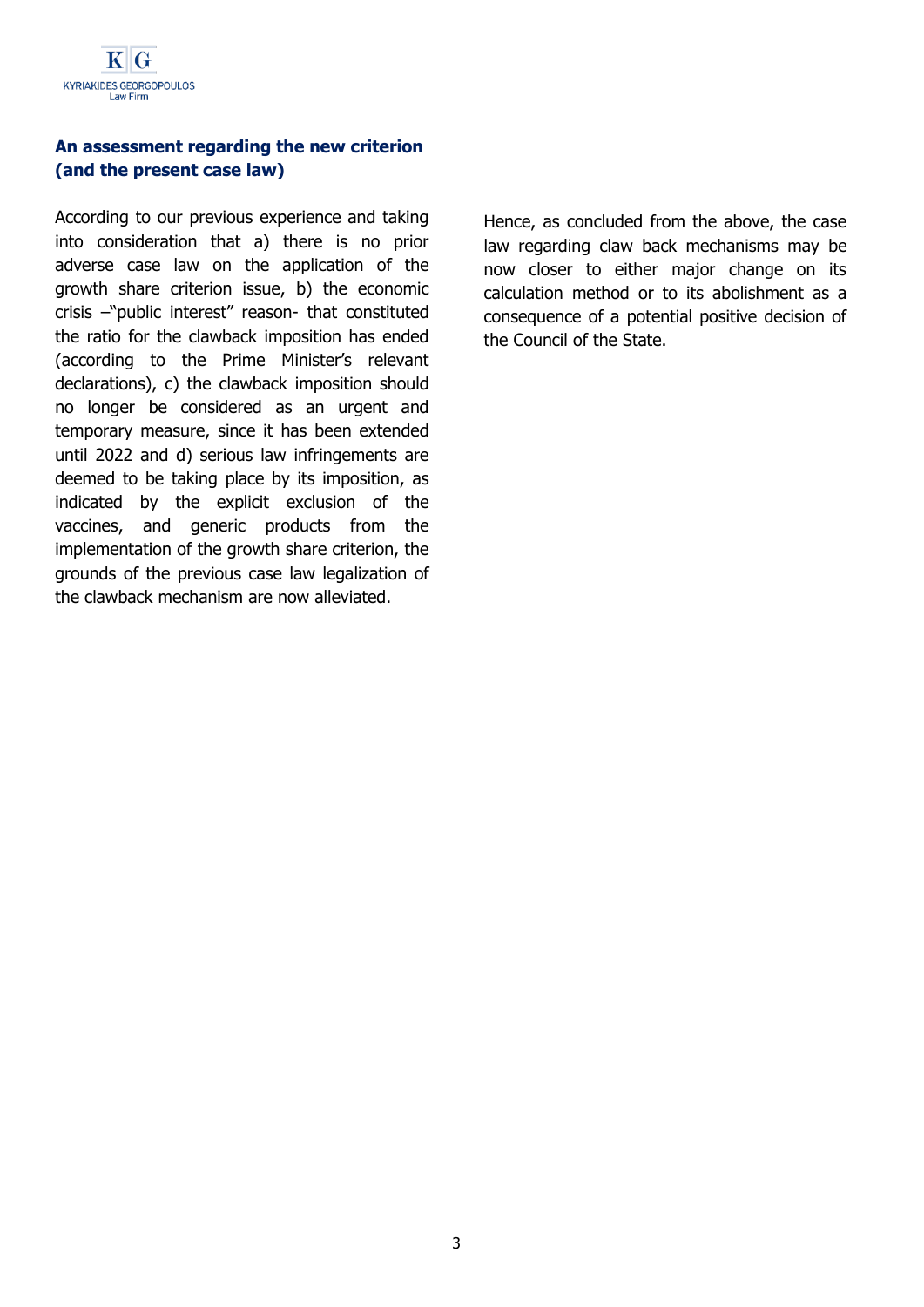## An assessment regarding the new criterion (and the present case law)

According to our previous experience and taking into consideration that a) there is no prior adverse case law on the application of the growth share criterion issue, b) the economic crisis –"public interest" reason- that constituted the ratio for the clawback imposition has ended (according to the Prime Minister's relevant declarations), c) the clawback imposition should no longer be considered as an urgent and temporary measure, since it has been extended until 2022 and d) serious law infringements are deemed to be taking place by its imposition, as indicated by the explicit exclusion of the vaccines, and generic products from the implementation of the growth share criterion, the grounds of the previous case law legalization of the clawback mechanism are now alleviated.

Hence, as concluded from the above, the case law regarding claw back mechanisms may be now closer to either major change on its calculation method or to its abolishment as a consequence of a potential positive decision of the Council of the State.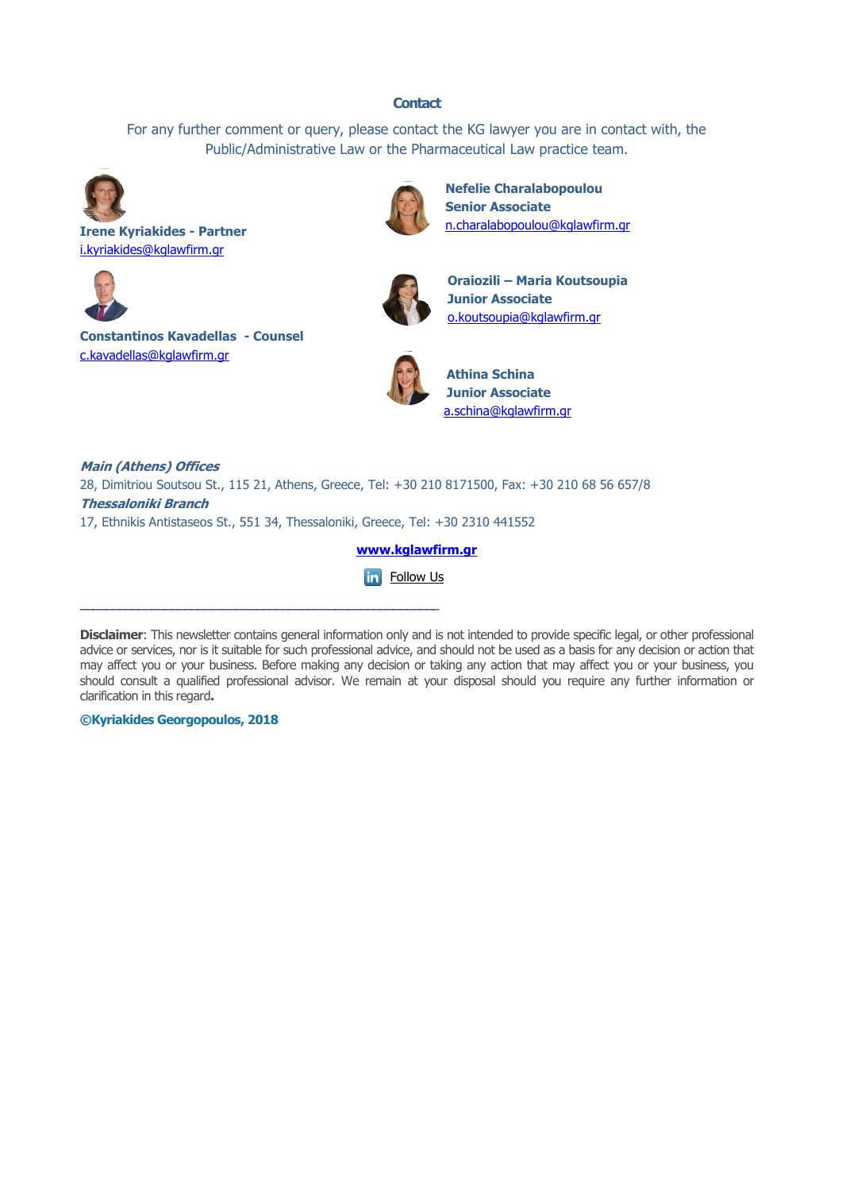## Contact

For any further comment or query, please contact the KG lawyer you are in contact with, the Public/Administrative Law or the Pharmaceutical Law practice team.

**Irene Kyriakides - Partner**
i.kyriakides@kglawfirm.gr

**Constantinos Kavadellas - Counsel**
c.kavadellas@kglawfirm.gr

**Nefelie Charalabopoulou**
**Senior Associate**
n.charalabopoulou@kglawfirm.gr

**Oraiozili – Maria Koutsoupia**
**Junior Associate**
o.koutsoupia@kglawfirm.gr

**Athina Schina**
**Junior Associate**
a.schina@kglawfirm.gr

***Main (Athens) Offices***
28, Dimitriou Soutsou St., 115 21, Athens, Greece, Tel: +30 210 8171500, Fax: +30 210 68 56 657/8
***Thessaloniki Branch***
17, Ethnikis Antistaseos St., 551 34, Thessaloniki, Greece, Tel: +30 2310 441552

**www.kglawfirm.gr**

Follow Us

---

**Disclaimer**: This newsletter contains general information only and is not intended to provide specific legal, or other professional advice or services, nor is it suitable for such professional advice, and should not be used as a basis for any decision or action that may affect you or your business. Before making any decision or taking any action that may affect you or your business, you should consult a qualified professional advisor. We remain at your disposal should you require any further information or clarification in this regard**.**

**©Kyriakides Georgopoulos, 2018**